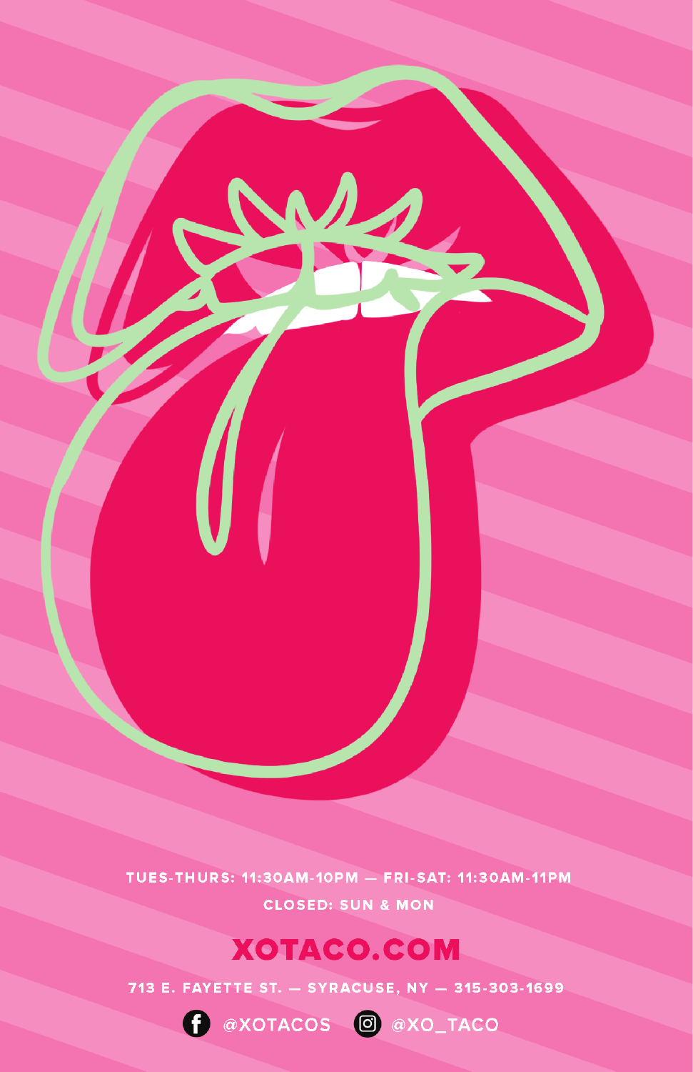TUES-THURS: 11:30AM-10PM — FRI-SAT: 11:30AM-11PM

CLOSED: SUN & MON

## XOTACO.COM

713 E. FAYETTE ST. — SYRACUSE, NY — 315-303-1699

@XOTACOS @XO_TACO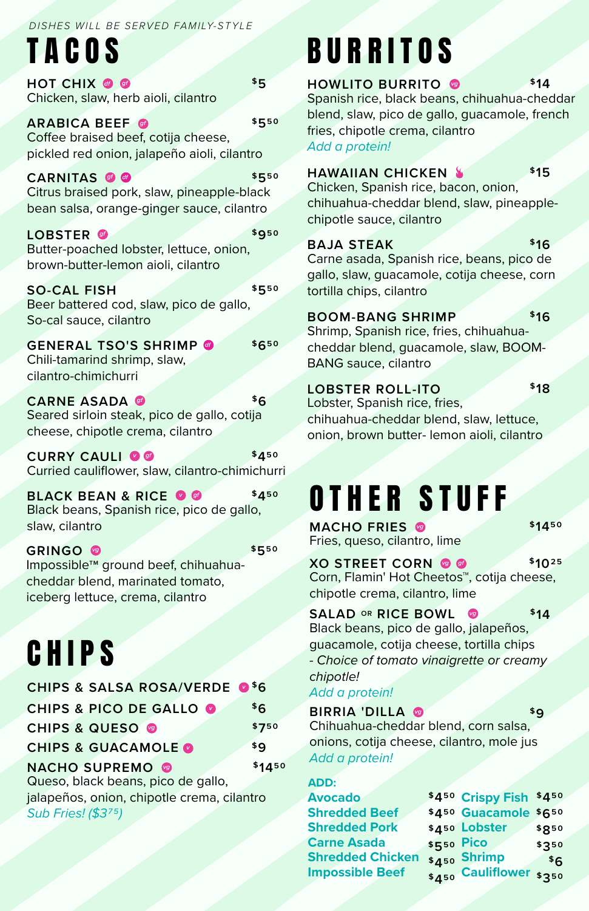*DISHES WILL BE SERVED FAMILY-STYLE*

# TACOS

**HOT CHIX** df gf — $5
Chicken, slaw, herb aioli, cilantro

**ARABICA BEEF** gf — $5.50
Coffee braised beef, cotija cheese, pickled red onion, jalapeño aioli, cilantro

**CARNITAS** gf df — $5.50
Citrus braised pork, slaw, pineapple-black bean salsa, orange-ginger sauce, cilantro

**LOBSTER** gf — $9.50
Butter-poached lobster, lettuce, onion, brown-butter-lemon aioli, cilantro

**SO-CAL FISH** — $5.50
Beer battered cod, slaw, pico de gallo, So-cal sauce, cilantro

**GENERAL TSO'S SHRIMP** df — $6.50
Chili-tamarind shrimp, slaw, cilantro-chimichurri

**CARNE ASADA** gf — $6
Seared sirloin steak, pico de gallo, cotija cheese, chipotle crema, cilantro

**CURRY CAULI** v gf — $4.50
Curried cauliflower, slaw, cilantro-chimichurri

**BLACK BEAN & RICE** v gf — $4.50
Black beans, Spanish rice, pico de gallo, slaw, cilantro

**GRINGO** vg — $5.50
Impossible™ ground beef, chihuahua-cheddar blend, marinated tomato, iceberg lettuce, crema, cilantro

# CHIPS

**CHIPS & SALSA ROSA/VERDE** v — $6

**CHIPS & PICO DE GALLO** v — $6

**CHIPS & QUESO** vg — $7.50

**CHIPS & GUACAMOLE** v — $9

**NACHO SUPREMO** vg — $14.50
Queso, black beans, pico de gallo, jalapeños, onion, chipotle crema, cilantro
*Sub Fries! ($3.75)*

# BURRITOS

**HOWLITO BURRITO** vg — $14
Spanish rice, black beans, chihuahua-cheddar blend, slaw, pico de gallo, guacamole, french fries, chipotle crema, cilantro
*Add a protein!*

**HAWAIIAN CHICKEN** 🔥 — $15
Chicken, Spanish rice, bacon, onion, chihuahua-cheddar blend, slaw, pineapple-chipotle sauce, cilantro

**BAJA STEAK** — $16
Carne asada, Spanish rice, beans, pico de gallo, slaw, guacamole, cotija cheese, corn tortilla chips, cilantro

**BOOM-BANG SHRIMP** — $16
Shrimp, Spanish rice, fries, chihuahua-cheddar blend, guacamole, slaw, BOOM-BANG sauce, cilantro

**LOBSTER ROLL-ITO** — $18
Lobster, Spanish rice, fries, chihuahua-cheddar blend, slaw, lettuce, onion, brown butter- lemon aioli, cilantro

# OTHER STUFF

**MACHO FRIES** vg — $14.50
Fries, queso, cilantro, lime

**XO STREET CORN** vg gf — $10.25
Corn, Flamin' Hot Cheetos™, cotija cheese, chipotle crema, cilantro, lime

**SALAD OR RICE BOWL** vg — $14
Black beans, pico de gallo, jalapeños, guacamole, cotija cheese, tortilla chips
*- Choice of tomato vinaigrette or creamy chipotle!*
*Add a protein!*

**BIRRIA 'DILLA** vg — $9
Chihuahua-cheddar blend, corn salsa, onions, cotija cheese, cilantro, mole jus
*Add a protein!*

**ADD:**

| Item | Price | Item | Price |
|---|---|---|---|
| Avocado | $4.50 | Crispy Fish | $4.50 |
| Shredded Beef | $4.50 | Guacamole | $6.50 |
| Shredded Pork | $4.50 | Lobster | $8.50 |
| Carne Asada | $5.50 | Pico | $3.50 |
| Shredded Chicken | $4.50 | Shrimp | $6 |
| Impossible Beef | $4.50 | Cauliflower | $3.50 |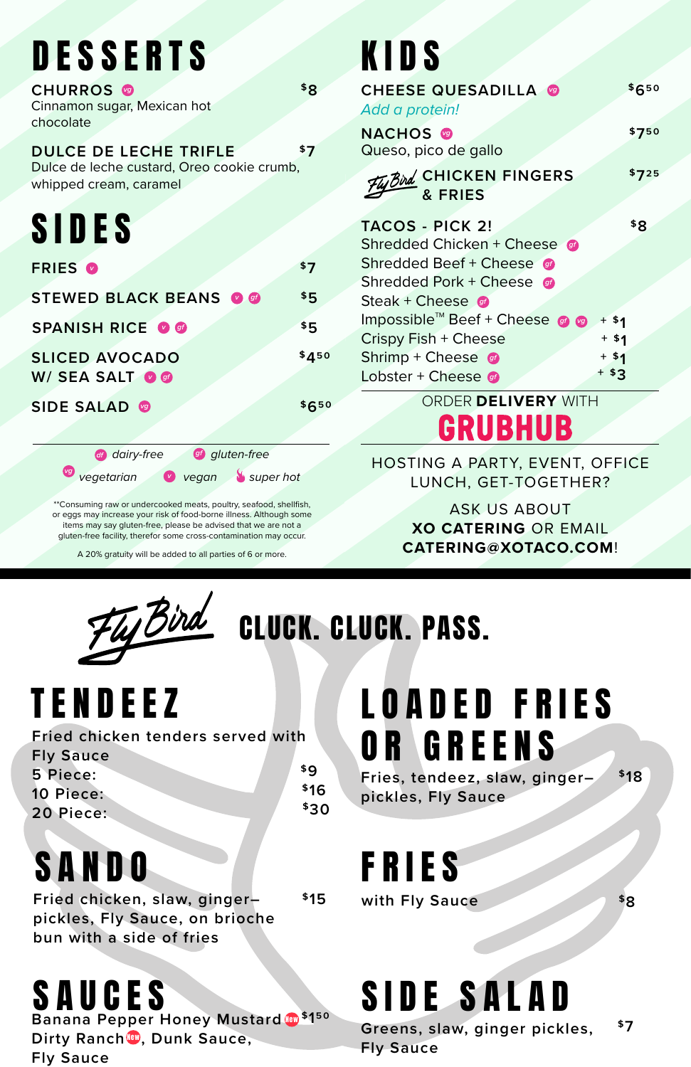# DESSERTS

**CHURROS** (vg) — $8
Cinnamon sugar, Mexican hot chocolate

**DULCE DE LECHE TRIFLE** — $7
Dulce de leche custard, Oreo cookie crumb, whipped cream, caramel

# SIDES

**FRIES** (v) — $7

**STEWED BLACK BEANS** (v) (gf) — $5

**SPANISH RICE** (v) (gf) — $5

**SLICED AVOCADO W/ SEA SALT** (v) (gf) — $4.50

**SIDE SALAD** (vg) — $6.50

(df) dairy-free (gf) gluten-free (vg) vegetarian (v) vegan super hot

**Consuming raw or undercooked meats, poultry, seafood, shellfish, or eggs may increase your risk of food-borne illness. Although some items may say gluten-free, please be advised that we are not a gluten-free facility, therefor some cross-contamination may occur.

A 20% gratuity will be added to all parties of 6 or more.

# KIDS

**CHEESE QUESADILLA** (vg) — $6.50
*Add a protein!*

**NACHOS** (vg) — $7.50
Queso, pico de gallo

**Fly Bird CHICKEN FINGERS & FRIES** — $7.25

**TACOS - PICK 2!** — $8
- Shredded Chicken + Cheese (gf)
- Shredded Beef + Cheese (gf)
- Shredded Pork + Cheese (gf)
- Steak + Cheese (gf)
- Impossible™ Beef + Cheese (gf) (vg) + $1
- Crispy Fish + Cheese + $1
- Shrimp + Cheese (gf) + $1
- Lobster + Cheese (gf) + $3

ORDER **DELIVERY** WITH **GRUBHUB**

HOSTING A PARTY, EVENT, OFFICE LUNCH, GET-TOGETHER?

ASK US ABOUT **XO CATERING** OR EMAIL **CATERING@XOTACO.COM**!

# Fly Bird CLUCK. CLUCK. PASS.

## TENDEEZ

Fried chicken tenders served with Fly Sauce
- 5 Piece: $9
- 10 Piece: $16
- 20 Piece: $30

## LOADED FRIES OR GREENS

Fries, tendeez, slaw, ginger–pickles, Fly Sauce — $18

## SANDO

Fried chicken, slaw, ginger–pickles, Fly Sauce, on brioche bun with a side of fries — $15

## FRIES

with Fly Sauce — $8

## SAUCES

Banana Pepper Honey Mustard (New) $1.50
Dirty Ranch (New), Dunk Sauce, Fly Sauce

## SIDE SALAD

Greens, slaw, ginger pickles, Fly Sauce — $7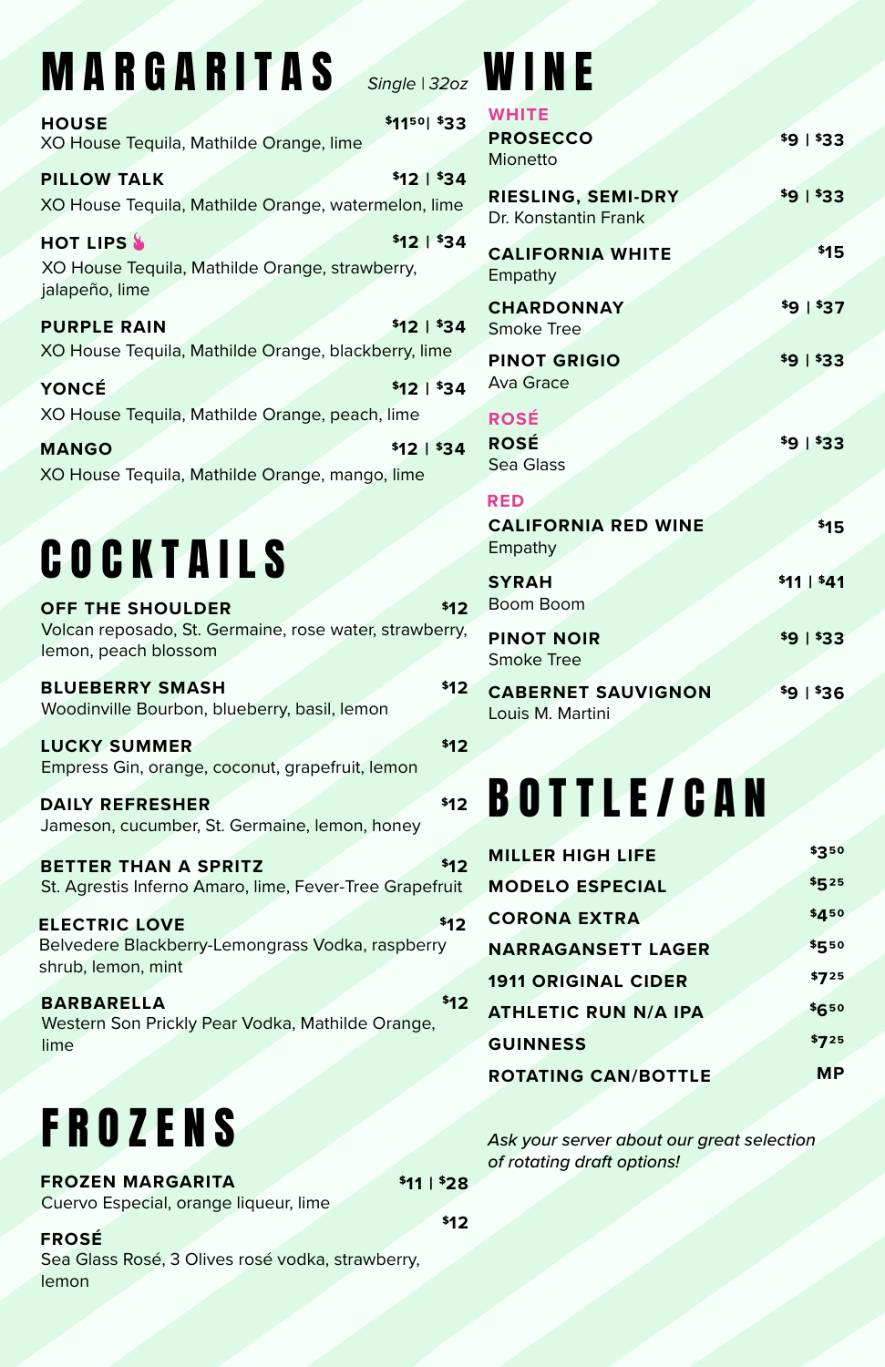# MARGARITAS

*Single | 32oz*

**HOUSE** — $11.50 | $33
XO House Tequila, Mathilde Orange, lime

**PILLOW TALK** — $12 | $34
XO House Tequila, Mathilde Orange, watermelon, lime

**HOT LIPS** — $12 | $34
XO House Tequila, Mathilde Orange, strawberry, jalapeño, lime

**PURPLE RAIN** — $12 | $34
XO House Tequila, Mathilde Orange, blackberry, lime

**YONCÉ** — $12 | $34
XO House Tequila, Mathilde Orange, peach, lime

**MANGO** — $12 | $34
XO House Tequila, Mathilde Orange, mango, lime

# COCKTAILS

**OFF THE SHOULDER** — $12
Volcan reposado, St. Germaine, rose water, strawberry, lemon, peach blossom

**BLUEBERRY SMASH** — $12
Woodinville Bourbon, blueberry, basil, lemon

**LUCKY SUMMER** — $12
Empress Gin, orange, coconut, grapefruit, lemon

**DAILY REFRESHER** — $12
Jameson, cucumber, St. Germaine, lemon, honey

**BETTER THAN A SPRITZ** — $12
St. Agrestis Inferno Amaro, lime, Fever-Tree Grapefruit

**ELECTRIC LOVE** — $12
Belvedere Blackberry-Lemongrass Vodka, raspberry shrub, lemon, mint

**BARBARELLA** — $12
Western Son Prickly Pear Vodka, Mathilde Orange, lime

# FROZENS

**FROZEN MARGARITA** — $11 | $28
Cuervo Especial, orange liqueur, lime

**FROSÉ** — $12
Sea Glass Rosé, 3 Olives rosé vodka, strawberry, lemon

# WINE

## WHITE

**PROSECCO** — $9 | $33
Mionetto

**RIESLING, SEMI-DRY** — $9 | $33
Dr. Konstantin Frank

**CALIFORNIA WHITE** — $15
Empathy

**CHARDONNAY** — $9 | $37
Smoke Tree

**PINOT GRIGIO** — $9 | $33
Ava Grace

## ROSÉ

**ROSÉ** — $9 | $33
Sea Glass

## RED

**CALIFORNIA RED WINE** — $15
Empathy

**SYRAH** — $11 | $41
Boom Boom

**PINOT NOIR** — $9 | $33
Smoke Tree

**CABERNET SAUVIGNON** — $9 | $36
Louis M. Martini

# BOTTLE/CAN

| | |
|---|---|
| MILLER HIGH LIFE | $3.50 |
| MODELO ESPECIAL | $5.25 |
| CORONA EXTRA | $4.50 |
| NARRAGANSETT LAGER | $5.50 |
| 1911 ORIGINAL CIDER | $7.25 |
| ATHLETIC RUN N/A IPA | $6.50 |
| GUINNESS | $7.25 |
| ROTATING CAN/BOTTLE | MP |

*Ask your server about our great selection of rotating draft options!*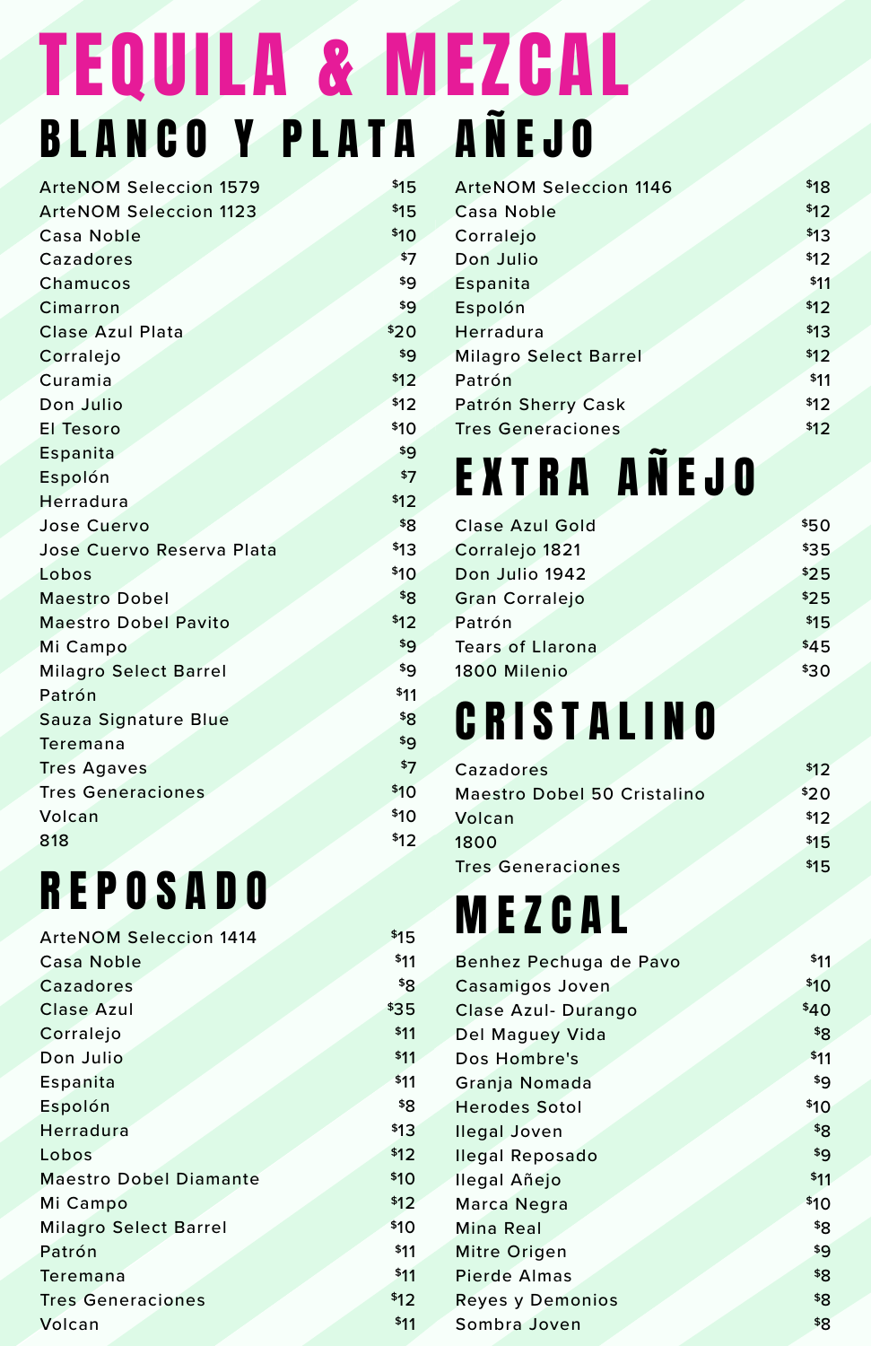# TEQUILA & MEZCAL

## BLANCO Y PLATA

| | |
|---|---|
| ArteNOM Seleccion 1579 | $15 |
| ArteNOM Seleccion 1123 | $15 |
| Casa Noble | $10 |
| Cazadores | $7 |
| Chamucos | $9 |
| Cimarron | $9 |
| Clase Azul Plata | $20 |
| Corralejo | $9 |
| Curamia | $12 |
| Don Julio | $12 |
| El Tesoro | $10 |
| Espanita | $9 |
| Espolón | $7 |
| Herradura | $12 |
| Jose Cuervo | $8 |
| Jose Cuervo Reserva Plata | $13 |
| Lobos | $10 |
| Maestro Dobel | $8 |
| Maestro Dobel Pavito | $12 |
| Mi Campo | $9 |
| Milagro Select Barrel | $9 |
| Patrón | $11 |
| Sauza Signature Blue | $8 |
| Teremana | $9 |
| Tres Agaves | $7 |
| Tres Generaciones | $10 |
| Volcan | $10 |
| 818 | $12 |

## REPOSADO

| | |
|---|---|
| ArteNOM Seleccion 1414 | $15 |
| Casa Noble | $11 |
| Cazadores | $8 |
| Clase Azul | $35 |
| Corralejo | $11 |
| Don Julio | $11 |
| Espanita | $11 |
| Espolón | $8 |
| Herradura | $13 |
| Lobos | $12 |
| Maestro Dobel Diamante | $10 |
| Mi Campo | $12 |
| Milagro Select Barrel | $10 |
| Patrón | $11 |
| Teremana | $11 |
| Tres Generaciones | $12 |
| Volcan | $11 |

## AÑEJO

| | |
|---|---|
| ArteNOM Seleccion 1146 | $18 |
| Casa Noble | $12 |
| Corralejo | $13 |
| Don Julio | $12 |
| Espanita | $11 |
| Espolón | $12 |
| Herradura | $13 |
| Milagro Select Barrel | $12 |
| Patrón | $11 |
| Patrón Sherry Cask | $12 |
| Tres Generaciones | $12 |

## EXTRA AÑEJO

| | |
|---|---|
| Clase Azul Gold | $50 |
| Corralejo 1821 | $35 |
| Don Julio 1942 | $25 |
| Gran Corralejo | $25 |
| Patrón | $15 |
| Tears of Llarona | $45 |
| 1800 Milenio | $30 |

## CRISTALINO

| | |
|---|---|
| Cazadores | $12 |
| Maestro Dobel 50 Cristalino | $20 |
| Volcan | $12 |
| 1800 | $15 |
| Tres Generaciones | $15 |

## MEZCAL

| | |
|---|---|
| Benhez Pechuga de Pavo | $11 |
| Casamigos Joven | $10 |
| Clase Azul- Durango | $40 |
| Del Maguey Vida | $8 |
| Dos Hombre's | $11 |
| Granja Nomada | $9 |
| Herodes Sotol | $10 |
| Ilegal Joven | $8 |
| Ilegal Reposado | $9 |
| Ilegal Añejo | $11 |
| Marca Negra | $10 |
| Mina Real | $8 |
| Mitre Origen | $9 |
| Pierde Almas | $8 |
| Reyes y Demonios | $8 |
| Sombra Joven | $8 |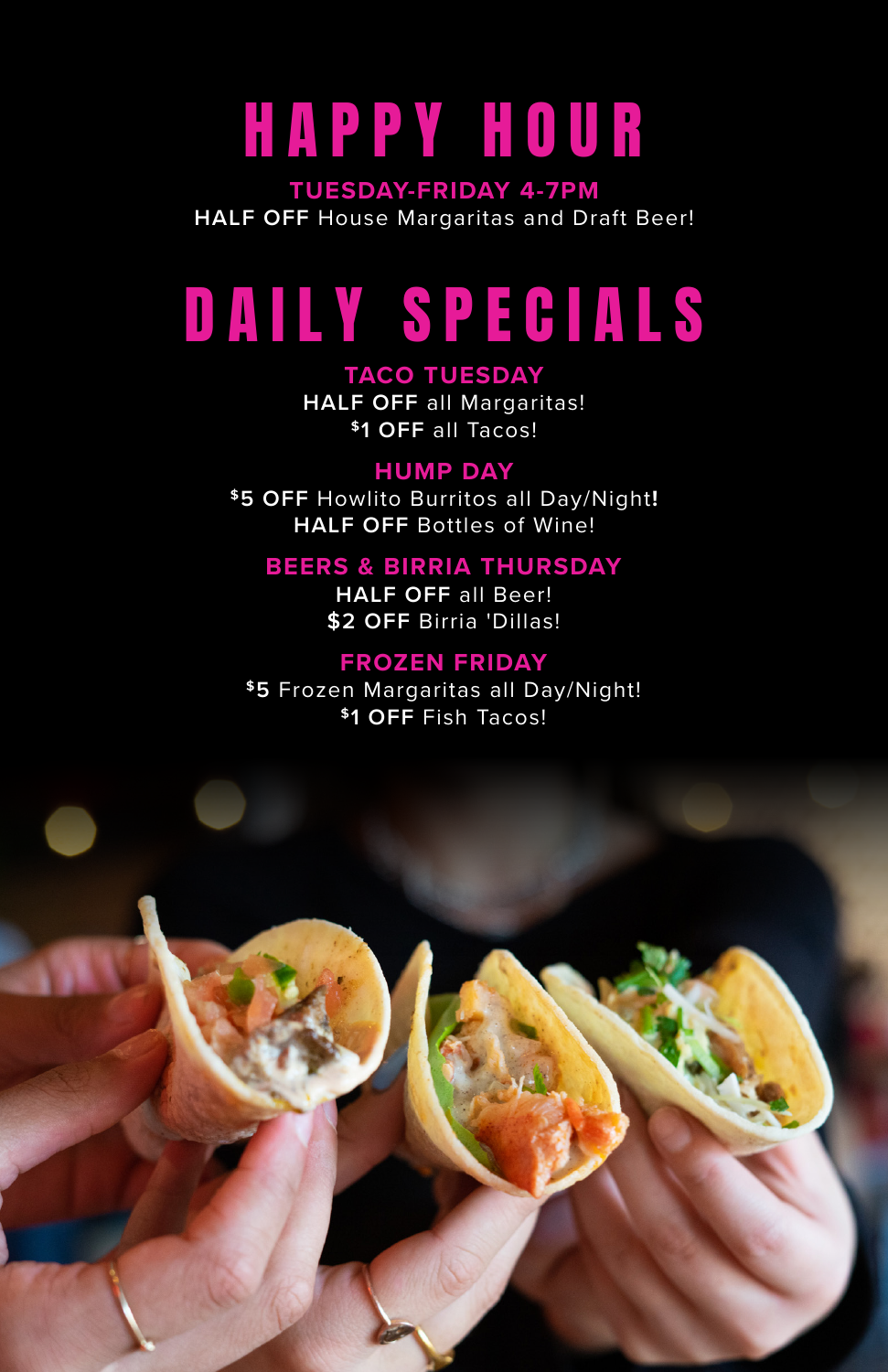# HAPPY HOUR

**TUESDAY-FRIDAY 4-7PM**

**HALF OFF** House Margaritas and Draft Beer!

# DAILY SPECIALS

## TACO TUESDAY

**HALF OFF** all Margaritas!

**$1 OFF** all Tacos!

## HUMP DAY

**$5 OFF** Howlito Burritos all Day/Night**!**

**HALF OFF** Bottles of Wine!

## BEERS & BIRRIA THURSDAY

**HALF OFF** all Beer!

**$2 OFF** Birria 'Dillas!

## FROZEN FRIDAY

**$5** Frozen Margaritas all Day/Night!

**$1 OFF** Fish Tacos!